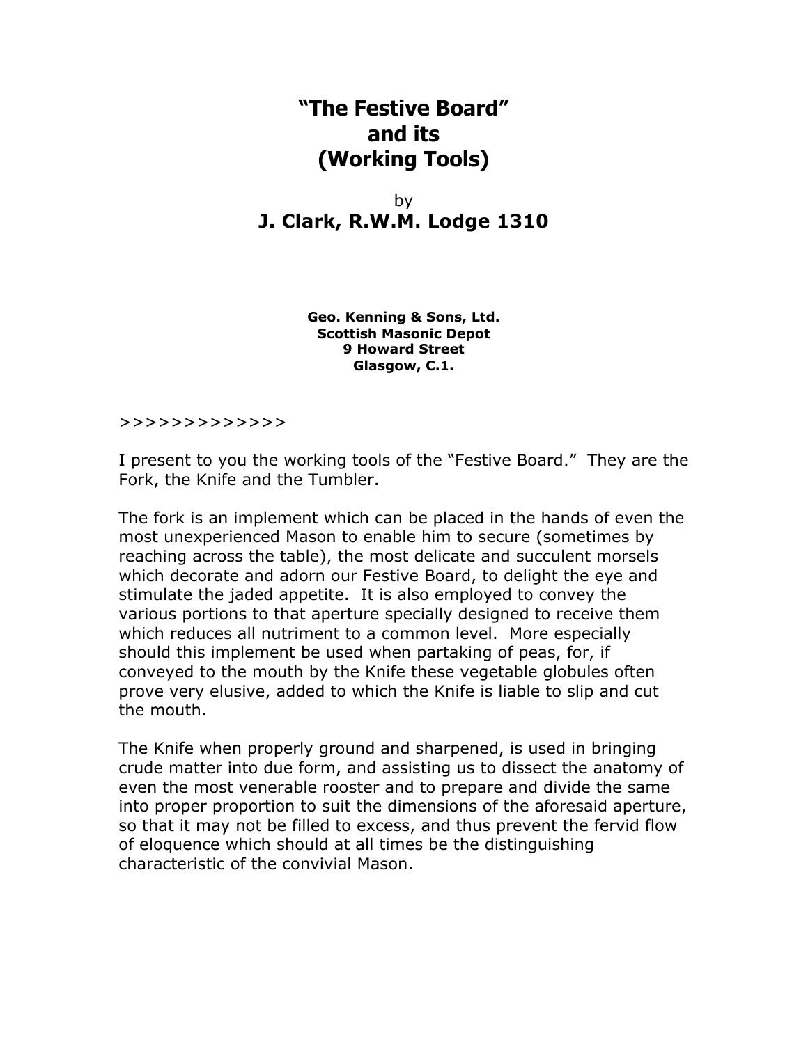# "The Festive Board"
# and its
# (Working Tools)

by

## J. Clark, R.W.M. Lodge 1310

**Geo. Kenning & Sons, Ltd.**
**Scottish Masonic Depot**
**9 Howard Street**
**Glasgow, C.1.**

>>>>>>>>>>>>>

I present to you the working tools of the "Festive Board." They are the Fork, the Knife and the Tumbler.

The fork is an implement which can be placed in the hands of even the most unexperienced Mason to enable him to secure (sometimes by reaching across the table), the most delicate and succulent morsels which decorate and adorn our Festive Board, to delight the eye and stimulate the jaded appetite. It is also employed to convey the various portions to that aperture specially designed to receive them which reduces all nutriment to a common level. More especially should this implement be used when partaking of peas, for, if conveyed to the mouth by the Knife these vegetable globules often prove very elusive, added to which the Knife is liable to slip and cut the mouth.

The Knife when properly ground and sharpened, is used in bringing crude matter into due form, and assisting us to dissect the anatomy of even the most venerable rooster and to prepare and divide the same into proper proportion to suit the dimensions of the aforesaid aperture, so that it may not be filled to excess, and thus prevent the fervid flow of eloquence which should at all times be the distinguishing characteristic of the convivial Mason.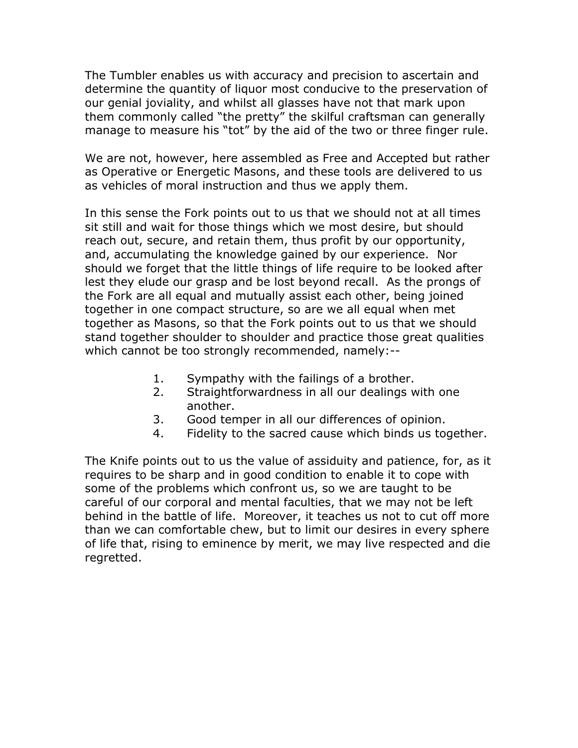The Tumbler enables us with accuracy and precision to ascertain and determine the quantity of liquor most conducive to the preservation of our genial joviality, and whilst all glasses have not that mark upon them commonly called "the pretty" the skilful craftsman can generally manage to measure his "tot" by the aid of the two or three finger rule.

We are not, however, here assembled as Free and Accepted but rather as Operative or Energetic Masons, and these tools are delivered to us as vehicles of moral instruction and thus we apply them.

In this sense the Fork points out to us that we should not at all times sit still and wait for those things which we most desire, but should reach out, secure, and retain them, thus profit by our opportunity, and, accumulating the knowledge gained by our experience. Nor should we forget that the little things of life require to be looked after lest they elude our grasp and be lost beyond recall. As the prongs of the Fork are all equal and mutually assist each other, being joined together in one compact structure, so are we all equal when met together as Masons, so that the Fork points out to us that we should stand together shoulder to shoulder and practice those great qualities which cannot be too strongly recommended, namely:--

1. Sympathy with the failings of a brother.
2. Straightforwardness in all our dealings with one another.
3. Good temper in all our differences of opinion.
4. Fidelity to the sacred cause which binds us together.

The Knife points out to us the value of assiduity and patience, for, as it requires to be sharp and in good condition to enable it to cope with some of the problems which confront us, so we are taught to be careful of our corporal and mental faculties, that we may not be left behind in the battle of life. Moreover, it teaches us not to cut off more than we can comfortable chew, but to limit our desires in every sphere of life that, rising to eminence by merit, we may live respected and die regretted.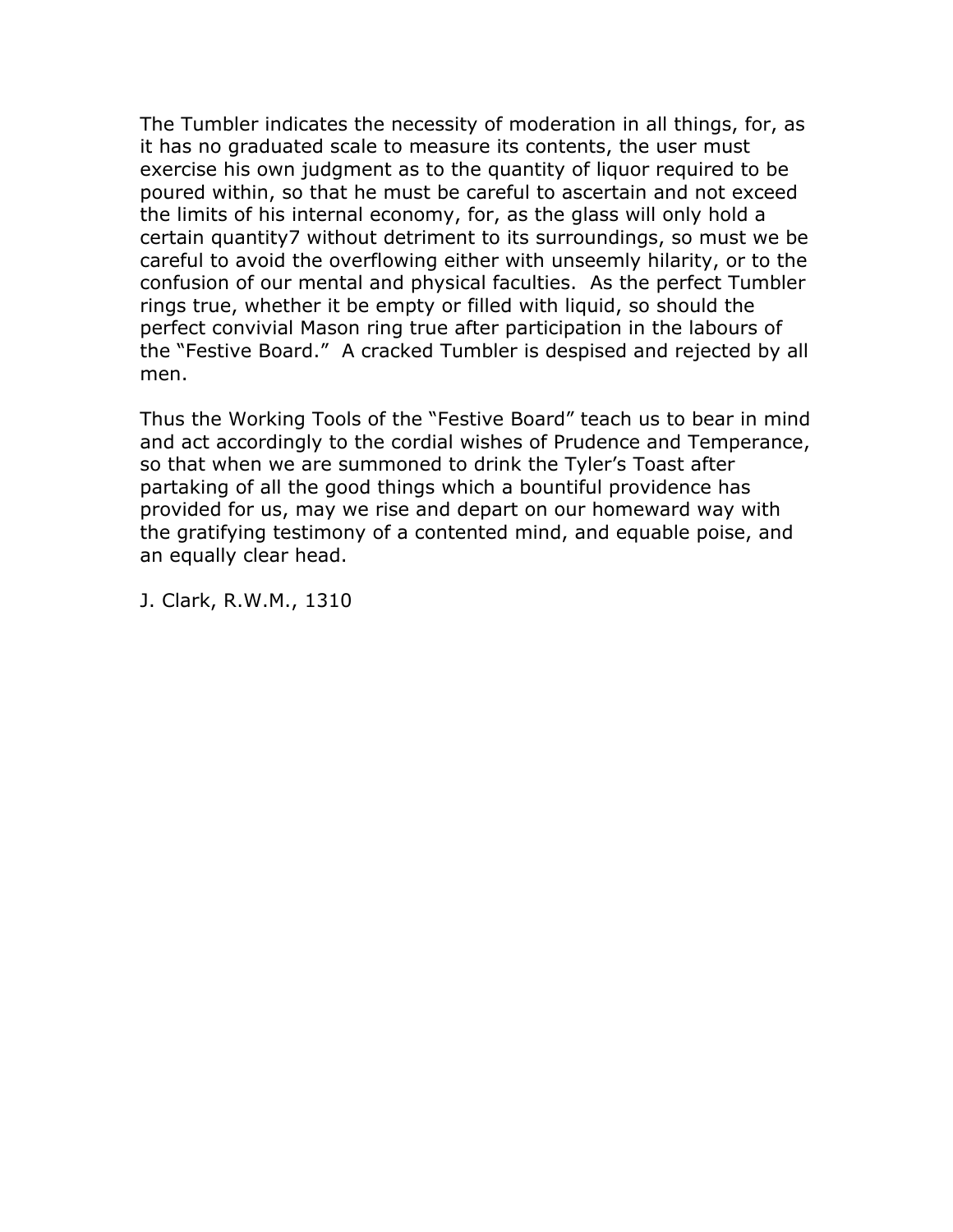The Tumbler indicates the necessity of moderation in all things, for, as it has no graduated scale to measure its contents, the user must exercise his own judgment as to the quantity of liquor required to be poured within, so that he must be careful to ascertain and not exceed the limits of his internal economy, for, as the glass will only hold a certain quantity7 without detriment to its surroundings, so must we be careful to avoid the overflowing either with unseemly hilarity, or to the confusion of our mental and physical faculties.  As the perfect Tumbler rings true, whether it be empty or filled with liquid, so should the perfect convivial Mason ring true after participation in the labours of the "Festive Board."  A cracked Tumbler is despised and rejected by all men.

Thus the Working Tools of the "Festive Board" teach us to bear in mind and act accordingly to the cordial wishes of Prudence and Temperance, so that when we are summoned to drink the Tyler's Toast after partaking of all the good things which a bountiful providence has provided for us, may we rise and depart on our homeward way with the gratifying testimony of a contented mind, and equable poise, and an equally clear head.

J. Clark, R.W.M., 1310